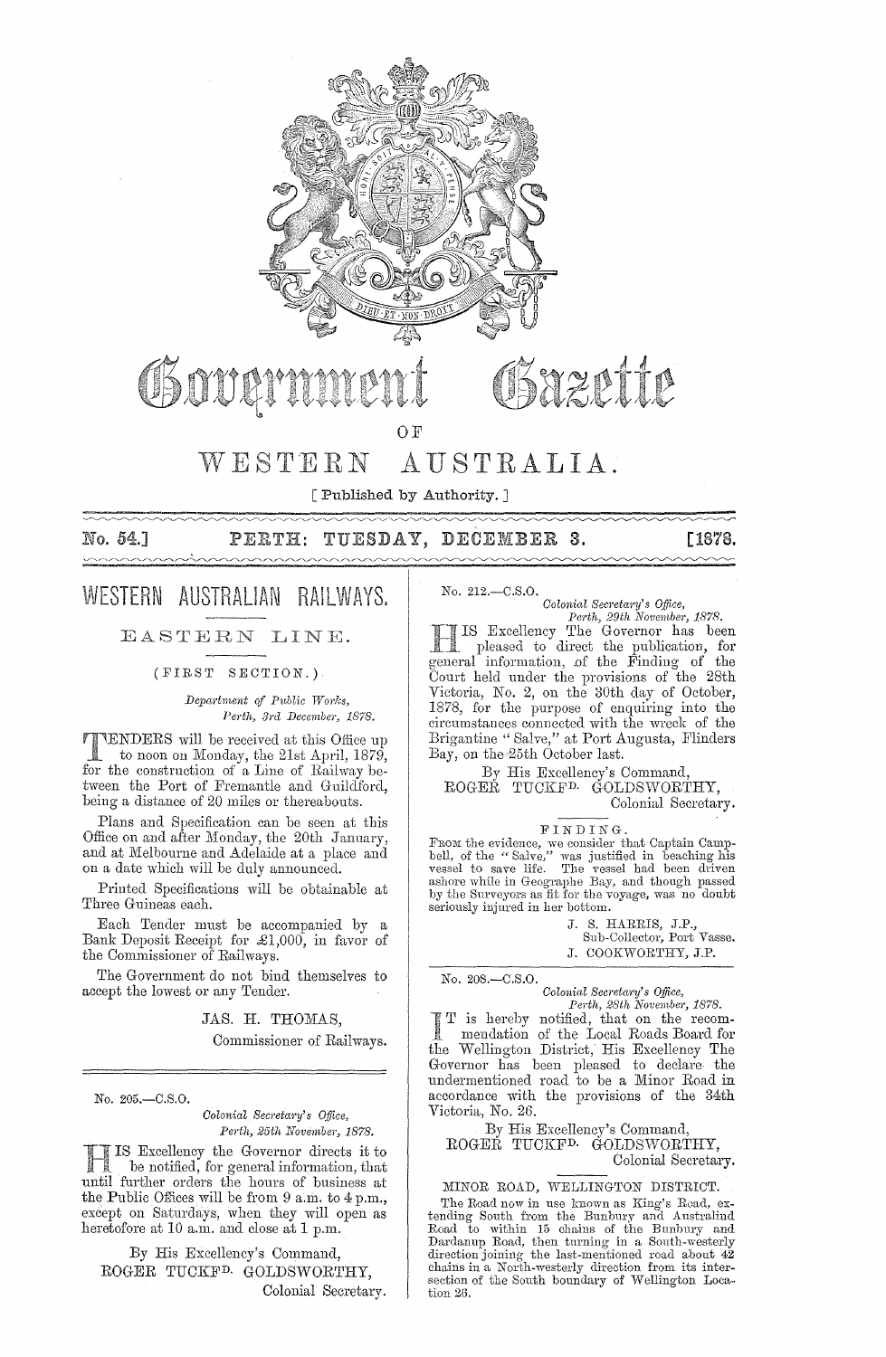# Government Gazette

OF

# WESTERN AUSTRALIA.

[ Published by Authority. ]

No. 54.] PERTH: TUESDAY, DECEMBER 3. [1878.

## WESTERN AUSTRALIAN RAILWAYS.

### EASTERN LINE.

(FIRST SECTION.)

*Department of Public Works,*
*Perth, 3rd December, 1878.*

TENDERS will be received at this Office up to noon on Monday, the 21st April, 1879, for the construction of a Line of Railway between the Port of Fremantle and Guildford, being a distance of 20 miles or thereabouts.

Plans and Specification can be seen at this Office on and after Monday, the 20th January, and at Melbourne and Adelaide at a place and on a date which will be duly announced.

Printed Specifications will be obtainable at Three Guineas each.

Each Tender must be accompanied by a Bank Deposit Receipt for £1,000, in favor of the Commissioner of Railways.

The Government do not bind themselves to accept the lowest or any Tender.

JAS. H. THOMAS,
Commissioner of Railways.

---

No. 205.—C.S.O.

*Colonial Secretary's Office,*
*Perth, 25th November, 1878.*

HIS Excellency the Governor directs it to be notified, for general information, that until further orders the hours of business at the Public Offices will be from 9 a.m. to 4 p.m., except on Saturdays, when they will open as heretofore at 10 a.m. and close at 1 p.m.

By His Excellency's Command,
ROGER TUCKFD. GOLDSWORTHY,
Colonial Secretary.

---

No. 212.—C.S.O.

*Colonial Secretary's Office,*
*Perth, 29th November, 1878.*

HIS Excellency The Governor has been pleased to direct the publication, for general information, of the Finding of the Court held under the provisions of the 28th Victoria, No. 2, on the 30th day of October, 1878, for the purpose of enquiring into the circumstances connected with the wreck of the Brigantine "Salve," at Port Augusta, Flinders Bay, on the 25th October last.

By His Excellency's Command,
ROGER TUCKFD. GOLDSWORTHY,
Colonial Secretary.

FINDING.

FROM the evidence, we consider that Captain Campbell, of the "Salve," was justified in beaching his vessel to save life. The vessel had been driven ashore while in Geographe Bay, and though passed by the Surveyors as fit for the voyage, was no doubt seriously injured in her bottom.

J. S. HARRIS, J.P.,
Sub-Collector, Port Vasse.
J. COOKWORTHY, J.P.

---

No. 208.—C.S.O.

*Colonial Secretary's Office,*
*Perth, 28th November, 1878.*

IT is hereby notified, that on the recommendation of the Local Roads Board for the Wellington District, His Excellency The Governor has been pleased to declare the undermentioned road to be a Minor Road in accordance with the provisions of the 34th Victoria, No. 26.

By His Excellency's Command,
ROGER TUCKFD. GOLDSWORTHY,
Colonial Secretary.

MINOR ROAD, WELLINGTON DISTRICT.

The Road now in use known as King's Road, extending South from the Bunbury and Australind Road to within 15 chains of the Bunbury and Dardanup Road, then turning in a South-westerly direction joining the last-mentioned road about 42 chains in a North-westerly direction from its intersection of the South boundary of Wellington Location 26.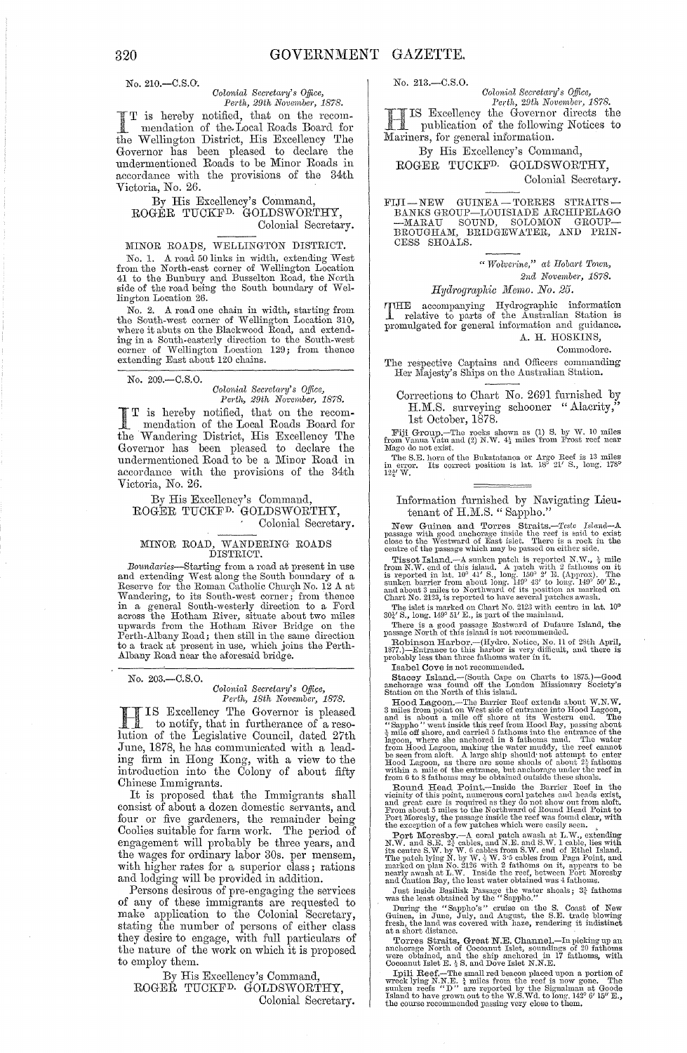No. 210.—C.S.O.

*Colonial Secretary's Office,*
*Perth, 29th November, 1878.*

IT is hereby notified, that on the recommendation of the Local Roads Board for the Wellington District, His Excellency The Governor has been pleased to declare the undermentioned Roads to be Minor Roads in accordance with the provisions of the 34th Victoria, No. 26.

By His Excellency's Command,
ROGER TUCKFD. GOLDSWORTHY,
Colonial Secretary.

MINOR ROADS, WELLINGTON DISTRICT.

No. 1. A road 50 links in width, extending West from the North-east corner of Wellington Location 41 to the Bunbury and Busselton Road, the North side of the road being the South boundary of Wellington Location 26.

No. 2. A road one chain in width, starting from the South-west corner of Wellington Location 310, where it abuts on the Blackwood Road, and extending in a South-easterly direction to the South-west corner of Wellington Location 129; from thence extending East about 120 chains.

---

No. 209.—C.S.O.

*Colonial Secretary's Office,*
*Perth, 29th November, 1878.*

IT is hereby notified, that on the recommendation of the Local Roads Board for the Wandering District, His Excellency The Governor has been pleased to declare the undermentioned Road to be a Minor Road in accordance with the provisions of the 34th Victoria, No. 26.

By His Excellency's Command,
ROGER TUCKFD. GOLDSWORTHY,
Colonial Secretary.

MINOR ROAD, WANDERING ROADS DISTRICT.

*Boundaries*—Starting from a road at present in use and extending West along the South boundary of a Reserve for the Roman Catholic Church No. 12 A at Wandering, to its South-west corner; from thence in a general South-westerly direction to a Ford across the Hotham River, situate about two miles upwards from the Hotham River Bridge on the Perth-Albany Road; then still in the same direction to a track at present in use, which joins the Perth-Albany Road near the aforesaid bridge.

---

No. 203.—C.S.O.

*Colonial Secretary's Office,*
*Perth, 18th November, 1878.*

HIS Excellency The Governor is pleased to notify, that in furtherance of a resolution of the Legislative Council, dated 27th June, 1878, he has communicated with a leading firm in Hong Kong, with a view to the introduction into the Colony of about fifty Chinese Immigrants.

It is proposed that the Immigrants shall consist of about a dozen domestic servants, and four or five gardeners, the remainder being Coolies suitable for farm work. The period of engagement will probably be three years, and the wages for ordinary labor 30s. per mensem, with higher rates for a superior class; rations and lodging will be provided in addition.

Persons desirous of pre-engaging the services of any of these immigrants are requested to make application to the Colonial Secretary, stating the number of persons of either class they desire to engage, with full particulars of the nature of the work on which it is proposed to employ them.

By His Excellency's Command,
ROGER TUCKFD. GOLDSWORTHY,
Colonial Secretary.

---

No. 213.—C.S.O.

*Colonial Secretary's Office,*
*Perth, 29th November, 1878.*

HIS Excellency the Governor directs the publication of the following Notices to Mariners, for general information.

By His Excellency's Command,
ROGER TUCKFD. GOLDSWORTHY,
Colonial Secretary.

FIJI—NEW GUINEA—TORRES STRAITS—BANKS GROUP—LOUISIADE ARCHIPELAGO—MARAU SOUND, SOLOMON GROUP—BROUGHAM, BRIDGEWATER, AND PRINCESS SHOALS.

*"Wolverine," at Hobart Town,*
*2nd November, 1878.*

*Hydrographic Memo. No. 25.*

THE accompanying Hydrographic information relative to parts of the Australian Station is promulgated for general information and guidance.

A. H. HOSKINS,
Commodore.

The respective Captains and Officers commanding Her Majesty's Ships on the Australian Station.

Corrections to Chart No. 2691 furnished by H.M.S. surveying schooner "Alacrity," 1st October, 1878.

Fiji Group.—The rocks shown as (1) S. by W. 10 miles from Vanua Vatu and (2) N.W. 4½ miles from Frost reef near Mago do not exist.

The S.E. horn of the Bukatatanoa or Argo Reef is 13 miles in error. Its correct position is lat. 18° 21′ S., long. 178° 12½′ W.

---

Information furnished by Navigating Lieutenant of H.M.S. "Sappho."

**New Guinea and Torres Straits.**—*Teste Island*—A passage with good anchorage inside the reef is said to exist close to the Westward of East islet. There is a rock in the centre of the passage which may be passed on either side.

**Tissot Island.**—A sunken patch is reported N.W., ½ mile from N.W. end of this island. A patch with 2 fathoms on it is reported in lat. 10° 41′ S., long. 150° 2′ E. (Approx). The sunken barrier from about long. 149° 43′ to long. 149° 50′ E., and about 3 miles to Northward of its position as marked on Chart No. 2123, is reported to have several patches awash.

The islet is marked on Chart No. 2123 with centre in lat. 10° 30½′ S., long. 149° 51′ E., is part of the mainland.

There is a good passage Eastward of Dufaure Island, the passage North of this island is not recommended.

**Robinson Harbor.**—(Hydro. Notice, No. 11 of 28th April, 1877.)—Entrance to this harbor is very difficult, and there is probably less than three fathoms water in it.

Isabel Cove is not recommended.

**Stacey Island.**—(South Cape on Charts to 1875.)—Good anchorage was found off the London Missionary Society's Station on the North of this island.

**Hood Lagoon.**—The Barrier Reef extends about W.N.W. 3 miles from point on West side of entrance into Hood Lagoon, and is about a mile off shore at its Western end. The "Sappho" went inside this reef from Hood Bay, passing about ¾ mile off shore, and carried 5 fathoms into the entrance of the lagoon, where she anchored in 8 fathoms mud. The water from Hood Lagoon, making the water muddy, the reef cannot be seen from aloft. A large ship should not attempt to enter Hood Lagoon, as there are some shoals of about 2½ fathoms within a mile of the entrance, but anchorage under the reef in from 6 to 8 fathoms may be obtained outside these shoals.

**Round Head Point.**—Inside the Barrier Reef in the vicinity of this point, numerous coral patches and heads exist, and great care is required as they do not show out from aloft. From about 5 miles to the Northward of Round Head Point to Port Moresby, the passage inside the reef was found clear, with the exception of a few patches which were easily seen.

**Port Moresby.**—A coral patch awash at L.W., extending N.W. and S.E. 2½ cables, and N.E. and S.W. 1 cable, lies with its centre S.W. by W. 6 cables from S.W. end of Ethel Island. The patch lying N. by W. ½ W. 3·5 cables from Paga Point, and marked on plan No. 2126 with 2 fathoms on it, appears to be nearly awash at L.W. Inside the reef, between Port Moresby and Caution Bay, the least water obtained was 4 fathoms.

Just inside Basilisk Passage the water shoals; 3½ fathoms was the least obtained by the "Sappho."

During the "Sappho's" cruise on the S. Coast of New Guinea, in June, July, and August, the S.E. trade blowing fresh, the land was covered with haze, rendering it indistinct at a short distance.

**Torres Straits, Great N.E. Channel.**—In picking up an anchorage North of Cocoanut Islet, soundings of 20 fathoms were obtained, and the ship anchored in 17 fathoms, with Cocoanut Islet E. ½ S. and Dove Islet N.N.E.

**Ipili Reef.**—The small red beacon placed upon a portion of wreck lying N.N.E. ¾ miles from the reef is now gone. The sunken reefs "D" are reported by the Signalman at Goode Island to have grown out to the W.S.Wd. to long. 142° 6′ 15″ E., the course recommended passing very close to them.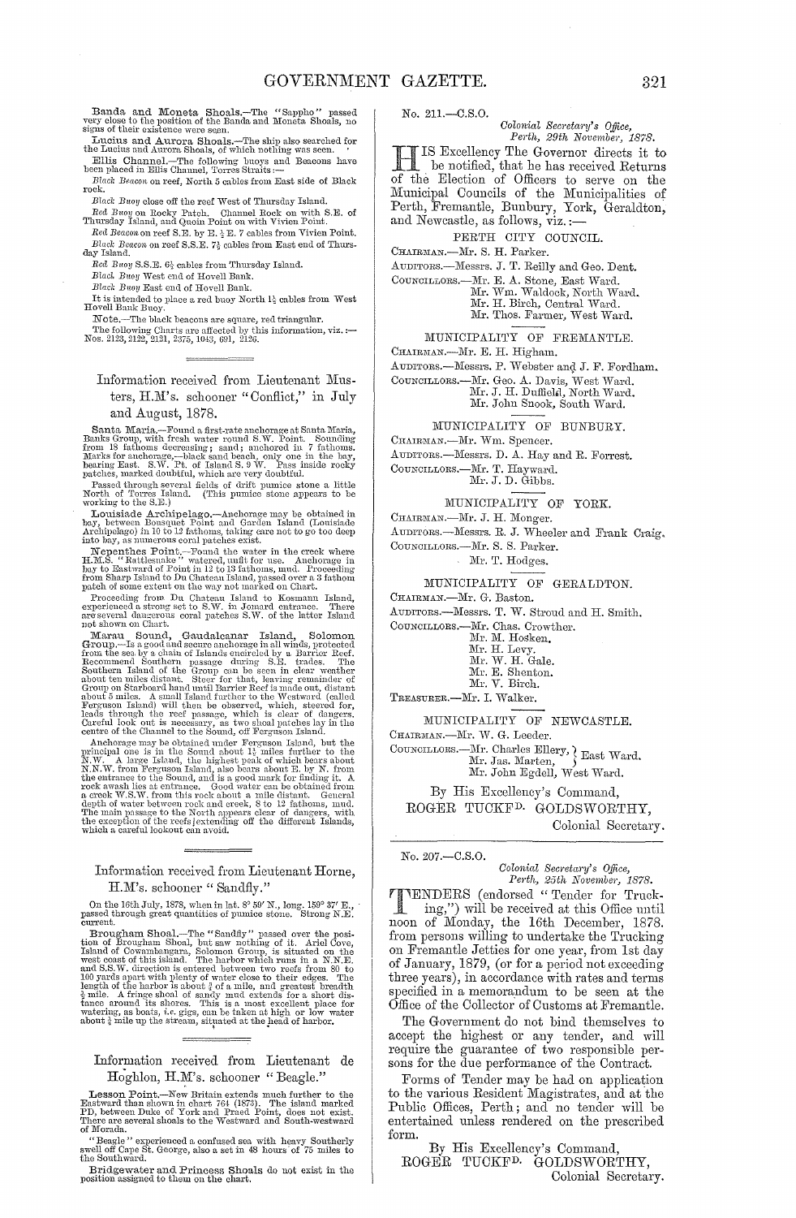**Banda and Moneta Shoals.**—The "Sappho" passed very close to the position of the Banda and Moneta Shoals, no signs of their existence were seen.

**Lucius and Aurora Shoals.**—The ship also searched for the Lucius and Aurora Shoals, of which nothing was seen.

**Ellis Channel.**—The following buoys and Beacons have been placed in Ellis Channel, Torres Straits:—

*Black Beacon* on reef, North 5 cables from East side of Black rock.

*Black Buoy* close off the reef West of Thursday Island.

*Red Buoy* on Rocky Patch. Channel Rock on with S.E. of Thursday Island, and Quoin Point on with Vivien Point.

*Red Beacon* on reef S.E. by E. ½ E. 7 cables from Vivien Point.

*Black Beacon* on reef S.S.E. 7½ cables from East end of Thursday Island.

*Red Buoy* S.S.E. 6½ cables from Thursday Island.

*Black Buoy* West end of Hovell Bank.

*Black Buoy* East end of Hovell Bank.

It is intended to place a red buoy North 1½ cables from West Hovell Bank Buoy.

Note.—The black beacons are square, red triangular.

The following Charts are affected by this information, viz.:— Nos. 2123, 2122, 2121, 2375, 1043, 691, 2126.

---

## Information received from Lieutenant Musters, H.M's. schooner "Conflict," in July and August, 1878.

**Santa Maria.**—Found a first-rate anchorage at Santa Maria, Banks Group, with fresh water round S.W. Point. Sounding from 18 fathoms decreasing; sand; anchored in 7 fathoms. Marks for anchorage,—black sand beach, only one in the bay, bearing East. S.W. Pt. of Island S. 9 W. Pass inside rocky patches, marked doubtful, which are very doubtful.

Passed through several fields of drift pumice stone a little North of Torres Island. (This pumice stone appears to be working to the S.E.)

**Louisiade Archipelago.**—Anchorage may be obtained in bay, between Bousquet Point and Garden Island (Louisiade Archipelago) in 10 to 12 fathoms, taking care not to go too deep into bay, as numerous coral patches exist.

**Nepenthes Point.**—Found the water in the creek where H.M.S. "Rattlesnake" watered, unfit for use. Anchorage in bay to Eastward of Point in 12 to 13 fathoms, mud. Proceeding from Sharp Island to Du Chateau Island, passed over a 3 fathom patch of some extent on the way not marked on Chart.

Proceeding from Du Chateau Island to Kosmann Island, experienced a strong set to S.W. in Jomard entrance. There are several dangerous coral patches S.W. of the latter Island not shown on Chart.

**Marau Sound, Gaudalcanar Island, Solomon Group.**—Is a good and secure anchorage in all winds, protected from the sea by a chain of Islands encircled by a Barrier Reef. Recommend Southern passage during S.E. trades. The Southern Island of the Group can be seen in clear weather about ten miles distant. Steer for that, leaving remainder of Group on Starboard hand until Barrier Reef is made out, distant about 5 miles. A small Island further to the Westward (called Ferguson Island) will then be observed, which, steered for, leads through the reef passage, which is clear of dangers. Careful look out is necessary, as two shoal patches lay in the centre of the Channel to the Sound, off Ferguson Island.

Anchorage may be obtained under Ferguson Island, but the principal one is in the Sound about 1½ miles further to the N.W. A large Island, the highest peak of which bears about N.N.W. from Ferguson Island, also bears about E. by N. from the entrance to the Sound, and is a good mark for finding it. A rock awash lies at entrance. Good water can be obtained from a creek W.S.W. from this rock about a mile distant. General depth of water between rock and creek, 8 to 12 fathoms, mud. The main passage to the North appears clear of dangers, with the exception of the reefs extending off the different Islands, which a careful lookout can avoid.

---

## Information received from Lieutenant Horne, H.M's. schooner "Sandfly."

On the 16th July, 1878, when in lat. 8° 59′ N., long. 159° 37′ E., passed through great quantities of pumice stone. Strong N.E. current.

**Brougham Shoal.**—The "Sandfly" passed over the position of Brougham Shoal, but saw nothing of it. Ariel Cove, Island of Cowambangara, Solomon Group, is situated on the west coast of this island. The harbor which runs in a N.N.E. and S.S.W. direction is entered between two reefs from 80 to 100 yards apart with plenty of water close to their edges. The length of the harbor is about ¾ of a mile, and greatest breadth ½ mile. A fringe shoal of sandy mud extends for a short distance around its shores. This is a most excellent place for watering, as boats, *i.e.* gigs, can be taken at high or low water about ¼ mile up the stream, situated at the head of harbor.

---

## Information received from Lieutenant de Hoghlon, H.M's. schooner "Beagle."

**Lesson Point.**—New Britain extends much further to the Eastward than shown in chart 764 (1873). The island marked PD, between Duke of York and Praed Point, does not exist. There are several shoals to the Westward and South-westward of Morada.

"Beagle" experienced a confused sea with heavy Southerly swell off Cape St. George, also a set in 48 hours of 75 miles to the Southward.

**Bridgewater and Princess Shoals** do not exist in the position assigned to them on the chart.

---

No. 211.—C.S.O.

*Colonial Secretary's Office,*
*Perth, 29th November, 1878.*

HIS Excellency The Governor directs it to be notified, that he has received Returns of the Election of Officers to serve on the Municipal Councils of the Municipalities of Perth, Fremantle, Bunbury, York, Geraldton, and Newcastle, as follows, viz.:—

### PERTH CITY COUNCIL.

CHAIRMAN.—Mr. S. H. Parker.
AUDITORS.—Messrs. J. T. Reilly and Geo. Dent.
COUNCILLORS.—Mr. E. A. Stone, East Ward.
Mr. Wm. Waldock, North Ward.
Mr. H. Birch, Central Ward.
Mr. Thos. Farmer, West Ward.

### MUNICIPALITY OF FREMANTLE.

CHAIRMAN.—Mr. E. H. Higham.
AUDITORS.—Messrs. P. Webster and J. F. Fordham.
COUNCILLORS.—Mr. Geo. A. Davis, West Ward.
Mr. J. H. Duffield, North Ward.
Mr. John Snook, South Ward.

### MUNICIPALITY OF BUNBURY.

CHAIRMAN.—Mr. Wm. Spencer.
AUDITORS.—Messrs. D. A. Hay and R. Forrest.
COUNCILLORS.—Mr. T. Hayward.
Mr. J. D. Gibbs.

### MUNICIPALITY OF YORK.

CHAIRMAN.—Mr. J. H. Monger.
AUDITORS.—Messrs. R. J. Wheeler and Frank Craig.
COUNCILLORS.—Mr. S. S. Parker.
Mr. T. Hodges.

### MUNICIPALITY OF GERALDTON.

CHAIRMAN.—Mr. G. Baston.
AUDITORS.—Messrs. T. W. Stroud and H. Smith.
COUNCILLORS.—Mr. Chas. Crowther.
Mr. M. Hosken.
Mr. H. Levy.
Mr. W. H. Gale.
Mr. E. Shenton.
Mr. V. Birch.
TREASURER.—Mr. I. Walker.

### MUNICIPALITY OF NEWCASTLE.

CHAIRMAN.—Mr. W. G. Leeder.
COUNCILLORS.—Mr. Charles Ellery, Mr. Jas. Marten, East Ward.
Mr. John Egdell, West Ward.

By His Excellency's Command,
ROGER TUCKFD. GOLDSWORTHY,
Colonial Secretary.

---

No. 207.—C.S.O.

*Colonial Secretary's Office,*
*Perth, 25th November, 1878.*

TENDERS (endorsed "Tender for Trucking,") will be received at this Office until noon of Monday, the 16th December, 1878, from persons willing to undertake the Trucking on Fremantle Jetties for one year, from 1st day of January, 1879, (or for a period not exceeding three years), in accordance with rates and terms specified in a memorandum to be seen at the Office of the Collector of Customs at Fremantle.

The Government do not bind themselves to accept the highest or any tender, and will require the guarantee of two responsible persons for the due performance of the Contract.

Forms of Tender may be had on application to the various Resident Magistrates, and at the Public Offices, Perth; and no tender will be entertained unless rendered on the prescribed form.

By His Excellency's Command,
ROGER TUCKFD. GOLDSWORTHY,
Colonial Secretary.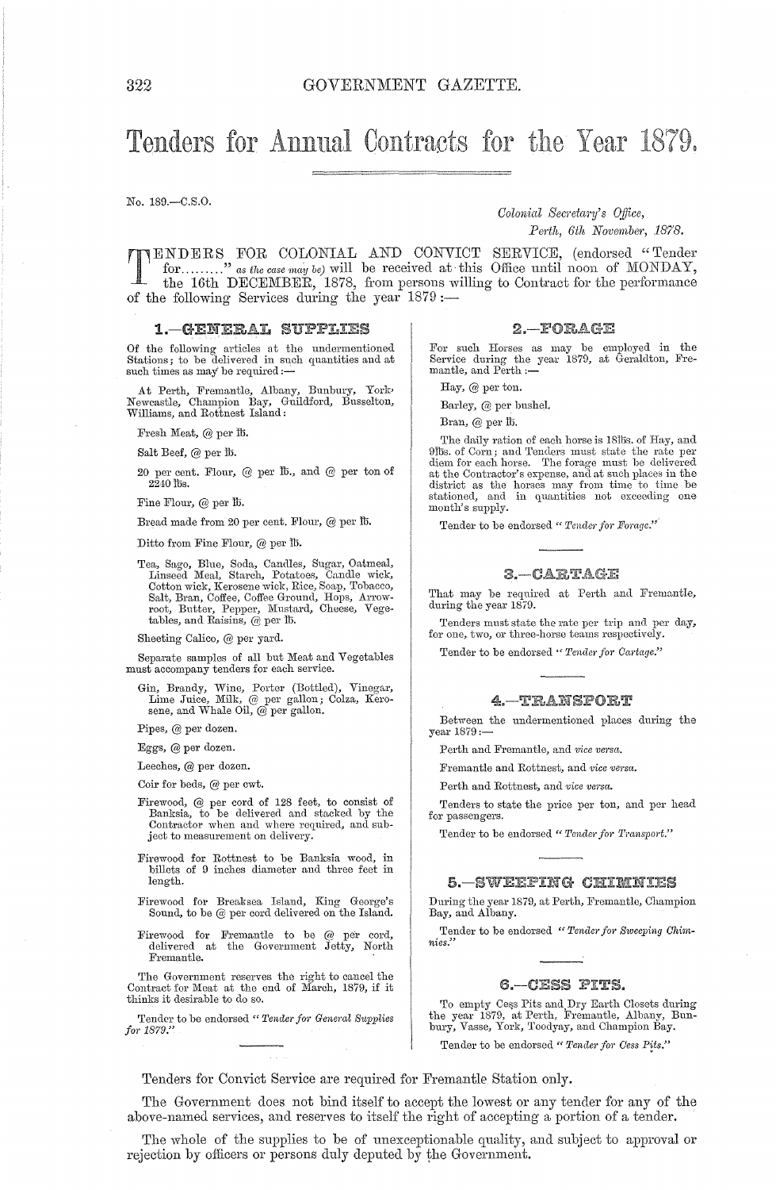# Tenders for Annual Contracts for the Year 1879.

No. 189.—C.S.O.

*Colonial Secretary's Office,*
*Perth, 6th November, 1878.*

TENDERS FOR COLONIAL AND CONVICT SERVICE, (endorsed "Tender for........." *as the case may be*) will be received at this Office until noon of MONDAY, the 16th DECEMBER, 1878, from persons willing to Contract for the performance of the following Services during the year 1879:—

## 1.—GENERAL SUPPLIES

Of the following articles at the undermentioned Stations; to be delivered in such quantities and at such times as may be required:—

At Perth, Fremantle, Albany, Bunbury, York, Newcastle, Champion Bay, Guildford, Busselton, Williams, and Rottnest Island:

Fresh Meat, @ per lb.

Salt Beef, @ per lb.

20 per cent. Flour, @ per lb., and @ per ton of 2240 lbs.

Fine Flour, @ per lb.

Bread made from 20 per cent. Flour, @ per lb.

Ditto from Fine Flour, @ per lb.

Tea, Sago, Blue, Soda, Candles, Sugar, Oatmeal, Linseed Meal, Starch, Potatoes, Candle wick, Cotton wick, Kerosene wick, Rice, Soap, Tobacco, Salt, Bran, Coffee, Coffee Ground, Hops, Arrowroot, Butter, Pepper, Mustard, Cheese, Vegetables, and Raisins, @ per lb.

Sheeting Calico, @ per yard.

Separate samples of all but Meat and Vegetables must accompany tenders for each service.

Gin, Brandy, Wine, Porter (Bottled), Vinegar, Lime Juice, Milk, @ per gallon; Colza, Kerosene, and Whale Oil, @ per gallon.

Pipes, @ per dozen.

Eggs, @ per dozen.

Leeches, @ per dozen.

Coir for beds, @ per cwt.

Firewood, @ per cord of 128 feet, to consist of Banksia, to be delivered and stacked by the Contractor when and where required, and subject to measurement on delivery.

Firewood for Rottnest to be Banksia wood, in billets of 9 inches diameter and three feet in length.

Firewood for Breaksea Island, King George's Sound, to be @ per cord delivered on the Island.

Firewood for Fremantle to be @ per cord, delivered at the Government Jetty, North Fremantle.

The Government reserves the right to cancel the Contract for Meat at the end of March, 1879, if it thinks it desirable to do so.

Tender to be endorsed *"Tender for General Supplies for 1879."*

## 2.—FORAGE

For such Horses as may be employed in the Service during the year 1879, at Geraldton, Fremantle, and Perth:—

Hay, @ per ton.

Barley, @ per bushel.

Bran, @ per lb.

The daily ration of each horse is 18lbs. of Hay, and 9lbs. of Corn; and Tenders must state the rate per diem for each horse. The forage must be delivered at the Contractor's expense, and at such places in the district as the horses may from time to time be stationed, and in quantities not exceeding one month's supply.

Tender to be endorsed *"Tender for Forage."*

## 3.—CARTAGE

That may be required at Perth and Fremantle, during the year 1879.

Tenders must state the rate per trip and per day, for one, two, or three-horse teams respectively.

Tender to be endorsed *"Tender for Cartage."*

## 4.—TRANSPORT

Between the undermentioned places during the year 1879:—

Perth and Fremantle, and *vice versa.*

Fremantle and Rottnest, and *vice versa.*

Perth and Rottnest, and *vice versa.*

Tenders to state the price per ton, and per head for passengers.

Tender to be endorsed *"Tender for Transport."*

## 5.—SWEEPING CHIMNIES

During the year 1879, at Perth, Fremantle, Champion Bay, and Albany.

Tender to be endorsed *"Tender for Sweeping Chimnies."*

## 6.—CESS PITS.

To empty Cess Pits and Dry Earth Closets during the year 1879, at Perth, Fremantle, Albany, Bunbury, Vasse, York, Toodyay, and Champion Bay.

Tender to be endorsed *"Tender for Cess Pits."*

Tenders for Convict Service are required for Fremantle Station only.

The Government does not bind itself to accept the lowest or any tender for any of the above-named services, and reserves to itself the right of accepting a portion of a tender.

The whole of the supplies to be of unexceptionable quality, and subject to approval or rejection by officers or persons duly deputed by the Government.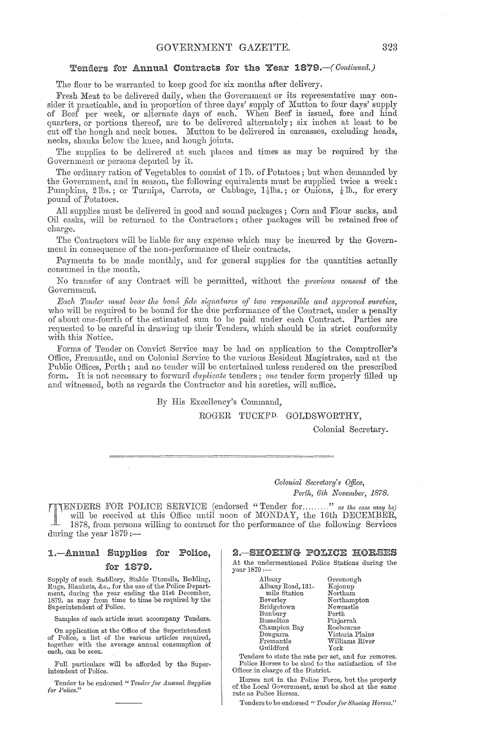## Tenders for Annual Contracts for the Year 1879.—*(Continued.)*

The flour to be warranted to keep good for six months after delivery.

Fresh Meat to be delivered daily, when the Government or its representative may consider it practicable, and in proportion of three days' supply of Mutton to four days' supply of Beef per week, or alternate days of each. When Beef is issued, fore and hind quarters, or portions thereof, are to be delivered alternately; six inches at least to be cut off the hough and neck bones. Mutton to be delivered in carcasses, excluding heads, necks, shanks below the knee, and hough joints.

The supplies to be delivered at such places and times as may be required by the Government or persons deputed by it.

The ordinary ration of Vegetables to consist of 1lb. of Potatoes; but when demanded by the Government, and in season, the following equivalents must be supplied twice a week: Pumpkins, 2lbs.; or Turnips, Carrots, or Cabbage, 1½lbs.; or Onions, ¼lb., for every pound of Potatoes.

All supplies must be delivered in good and sound packages; Corn and Flour sacks, and Oil casks, will be returned to the Contractors; other packages will be retained free of charge.

The Contractors will be liable for any expense which may be incurred by the Government in consequence of the non-performance of their contracts.

Payments to be made monthly, and for general supplies for the quantities actually consumed in the month.

No transfer of any Contract will be permitted, without the *previous consent* of the Government.

*Each Tender must bear the bonâ fide signatures of two responsible and approved sureties*, who will be required to be bound for the due performance of the Contract, under a penalty of about one-fourth of the estimated sum to be paid under each Contract. Parties are requested to be careful in drawing up their Tenders, which should be in strict conformity with this Notice.

Forms of Tender on Convict Service may be had on application to the Comptroller's Office, Fremantle, and on Colonial Service to the various Resident Magistrates, and at the Public Offices, Perth; and no tender will be entertained unless rendered on the prescribed form. It is not necessary to forward *duplicate* tenders; *one* tender form properly filled up and witnessed, both as regards the Contractor and his sureties, will suffice.

By His Excellency's Command,

ROGER TUCKFD. GOLDSWORTHY,
Colonial Secretary.

---

*Colonial Secretary's Office,*
*Perth, 6th November, 1878.*

TENDERS FOR POLICE SERVICE (endorsed "Tender for........" *as the case may be*) will be received at this Office until noon of MONDAY, the 16th DECEMBER, 1878, from persons willing to contract for the performance of the following Services during the year 1879:—

### 1.—Annual Supplies for Police, for 1879.

Supply of such Saddlery, Stable Utensils, Bedding, Rugs, Blankets, &c., for the use of the Police Department, during the year ending the 31st December, 1879, as may from time to time be required by the Superintendent of Police.

Samples of each article must accompany Tenders.

On application at the Office of the Superintendent of Police, a list of the various articles required, together with the average annual consumption of each, can be seen.

Full particulars will be afforded by the Superintendent of Police.

Tender to be endorsed "*Tender for Annual Supplies for Police.*"

### 2.—SHOEING POLICE HORSES

At the undermentioned Police Stations during the year 1879:—

| | |
|---|---|
| Albany | Greenough |
| Albany Road, 131-mile Station | Kojonup |
| Beverley | Northam |
| Bridgetown | Northampton |
| Bunbury | Newcastle |
| Busselton | Perth |
| Champion Bay | Pinjarrah |
| Dongarra | Roebourne |
| Fremantle | Victoria Plains |
| Guildford | Williams River |
| | York |

Tenders to state the rate per set, and for removes.

Police Horses to be shod to the satisfaction of the Officer in charge of the District.

Horses not in the Police Force, but the property of the Local Government, must be shod at the same rate as Police Horses.

Tenders to be endorsed "*Tender for Shoeing Horses.*"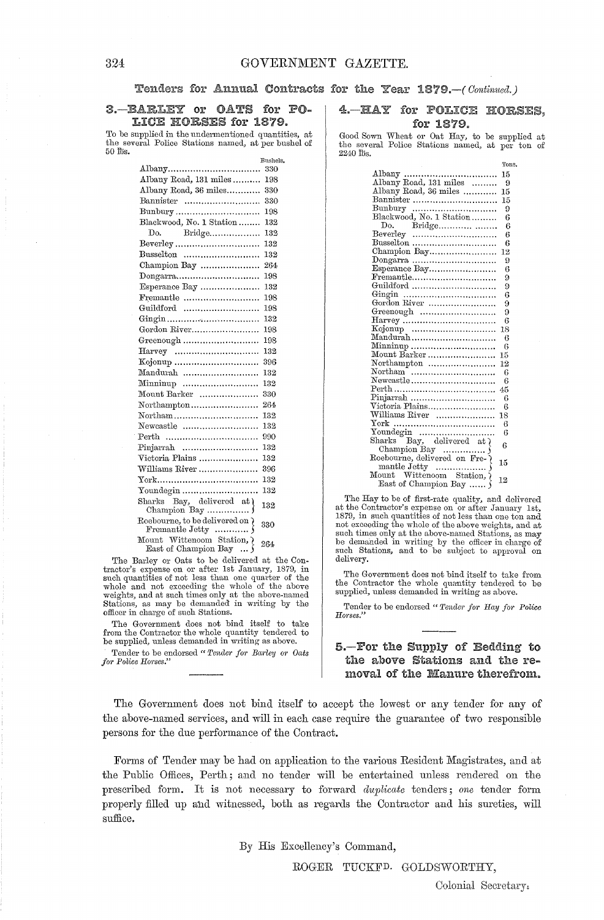## Tenders for Annual Contracts for the Year 1879.—(*Continued.*)

### 3.—BARLEY or OATS for POLICE HORSES for 1879.

To be supplied in the undermentioned quantities, at the several Police Stations named, at per bushel of 50 lbs.

| Station | Bushels. |
|---|---|
| Albany | 330 |
| Albany Road, 131 miles | 198 |
| Albany Road, 36 miles | 330 |
| Bannister | 330 |
| Bunbury | 198 |
| Blackwood, No. 1 Station | 132 |
| Do. Bridge | 132 |
| Beverley | 132 |
| Busselton | 132 |
| Champion Bay | 264 |
| Dongarra | 198 |
| Esperance Bay | 132 |
| Fremantle | 198 |
| Guildford | 198 |
| Gingin | 132 |
| Gordon River | 198 |
| Greenough | 198 |
| Harvey | 132 |
| Kojonup | 396 |
| Mandurah | 132 |
| Minninup | 132 |
| Mount Barker | 330 |
| Northampton | 264 |
| Northam | 132 |
| Newcastle | 132 |
| Perth | 990 |
| Pinjarrah | 132 |
| Victoria Plains | 132 |
| Williams River | 396 |
| York | 132 |
| Youndegin | 132 |
| Sharks Bay, delivered at Champion Bay | 132 |
| Roebourne, to be delivered on Fremantle Jetty | 330 |
| Mount Wittenoom Station, East of Champion Bay | 264 |

The Barley or Oats to be delivered at the Contractor's expense on or after 1st January, 1879, in such quantities of not less than one quarter of the whole and not exceeding the whole of the above weights, and at such times only at the above-named Stations, as may be demanded in writing by the officer in charge of such Stations.

The Government does not bind itself to take from the Contractor the whole quantity tendered to be supplied, unless demanded in writing as above.

Tender to be endorsed "*Tender for Barley or Oats for Police Horses.*"

### 4.—HAY for POLICE HORSES, for 1879.

Good Sown Wheat or Oat Hay, to be supplied at the several Police Stations named, at per ton of 2240 lbs.

| Station | Tons. |
|---|---|
| Albany | 15 |
| Albany Road, 131 miles | 9 |
| Albany Road, 36 miles | 15 |
| Bannister | 15 |
| Bunbury | 9 |
| Blackwood, No. 1 Station | 6 |
| Do. Bridge | 6 |
| Beverley | 6 |
| Busselton | 6 |
| Champion Bay | 12 |
| Dongarra | 9 |
| Esperance Bay | 6 |
| Fremantle | 9 |
| Guildford | 9 |
| Gingin | 6 |
| Gordon River | 9 |
| Greenough | 9 |
| Harvey | 6 |
| Kojonup | 18 |
| Mandurah | 6 |
| Minninup | 6 |
| Mount Barker | 15 |
| Northampton | 12 |
| Northam | 6 |
| Newcastle | 6 |
| Perth | 45 |
| Pinjarrah | 6 |
| Victoria Plains | 6 |
| Williams River | 18 |
| York | 6 |
| Youndegin | 6 |
| Sharks Bay, delivered at Champion Bay | 6 |
| Roebourne, delivered on Fremantle Jetty | 15 |
| Mount Wittenoom Station, East of Champion Bay | 12 |

The Hay to be of first-rate quality, and delivered at the Contractor's expense on or after January 1st, 1879, in such quantities of not less than one ton and not exceeding the whole of the above weights, and at such times only at the above-named Stations, as may be demanded in writing by the officer in charge of such Stations, and to be subject to approval on delivery.

The Government does not bind itself to take from the Contractor the whole quantity tendered to be supplied, unless demanded in writing as above.

Tender to be endorsed "*Tender for Hay for Police Horses.*"

### 5.—For the Supply of Bedding to the above Stations and the removal of the Manure therefrom.

The Government does not bind itself to accept the lowest or any tender for any of the above-named services, and will in each case require the guarantee of two responsible persons for the due performance of the Contract.

Forms of Tender may be had on application to the various Resident Magistrates, and at the Public Offices, Perth; and no tender will be entertained unless rendered on the prescribed form. It is not necessary to forward *duplicate* tenders; *one* tender form properly filled up and witnessed, both as regards the Contractor and his sureties, will suffice.

By His Excellency's Command,

ROGER TUCKFD. GOLDSWORTHY,

Colonial Secretary.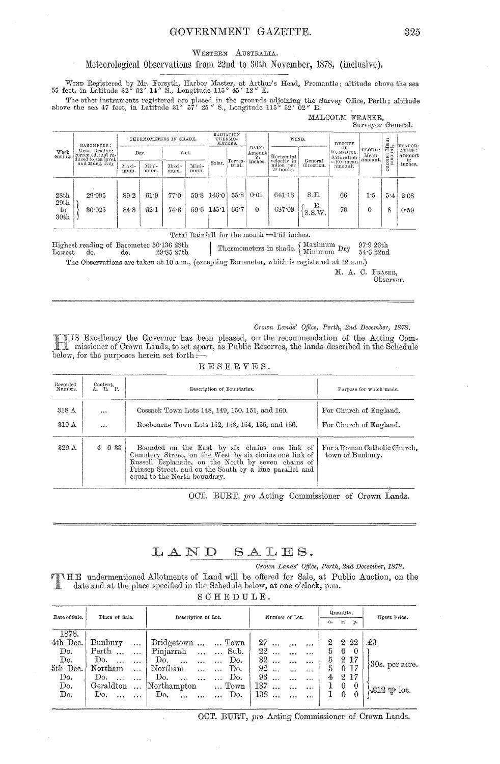WESTERN AUSTRALIA.

## Meteorological Observations from 22nd to 30th November, 1878, (inclusive).

WIND Registered by Mr. Forsyth, Harbor Master, at Arthur's Head, Fremantle; altitude above the sea 55 feet, in Latitude 32° 02′ 14″ S., Longitude 115° 45′ 12″ E.

The other instruments registered are placed in the grounds adjoining the Survey Office, Perth; altitude above the sea 47 feet, in Latitude 31° 57′ 25″ S., Longitude 115° 52′ 02″ E.

MALCOLM FRASER,
Surveyor General.

| Week ending. | BAROMETER: Mean Reading corrected, and reduced to sea level, and 32 deg. Fah. | THERMOMETERS IN SHADE. | | | | RADIATION THERMOMETERS. | | RAIN: Amount in inches. | WIND. | | DEGREE OF HUMIDITY, Saturation =100: mean amount. | CLOUD: Mean amount. | OZONE: Mean amount. | EVAPORATION: Amount in inches. |
|---|---|---|---|---|---|---|---|---|---|---|---|---|---|---|
| | | Dry. | | Wet. | | | | | | | | | | |
| | | Maximum. | Minimum. | Maximum. | Minimum. | Solar. | Terrestrial. | | Horizontal velocity in miles, per 24 hours. | General direction. | | | | |
| 28th | 29·995 | 89·2 | 61·9 | 77·0 | 59·8 | 146·0 | 55·2 | 0·01 | 641·18 | S.E. | 66 | 1·5 | 5·4 | 2·08 |
| 29th to 30th | 30·025 | 84·8 | 62·1 | 74·6 | 59·6 | 145·1 | 66·7 | 0 | 687·09 | E. S.S.W. | 70 | 0 | 8 | 0·59 |

Total Rainfall for the month =1·51 inches.

Highest reading of Barometer 30·136 28th
Lowest do. do. 29·85 27th

Thermometers in shade. { Maximum / Minimum } Dry 97·9 26th / 54·6 22nd

The Observations are taken at 10 a.m., (excepting Barometer, which is registered at 12 a.m.)

M. A. C. FRASER,
Observer.

---

*Crown Lands' Office, Perth, 2nd December, 1878.*

HIS Excellency the Governor has been pleased, on the recommendation of the Acting Commissioner of Crown Lands, to set apart, as Public Reserves, the lands described in the Schedule below, for the purposes herein set forth:—

### RESERVES.

| Recorded Number. | Content. A. R. P. | Description of Boundaries. | Purpose for which made. |
|---|---|---|---|
| 318 A | ... | Cossack Town Lots 148, 149, 150, 151, and 160. | For Church of England. |
| 319 A | ... | Roebourne Town Lots 152, 153, 154, 155, and 156. | For Church of England. |
| 320 A | 4 0 33 | Bounded on the East by six chains one link of Cemetery Street, on the West by six chains one link of Russell Esplanade, on the North by seven chains of Prinsep Street, and on the South by a line parallel and equal to the North boundary. | For a Roman Catholic Church, town of Bunbury. |

OCT. BURT, *pro* Acting Commissioner of Crown Lands.

---

## LAND SALES.

*Crown Lands' Office, Perth, 2nd December, 1878.*

THE undermentioned Allotments of Land will be offered for Sale, at Public Auction, on the date and at the place specified in the Schedule below, at one o'clock, p.m.

### SCHEDULE.

| Date of Sale. | Place of Sale. | Description of Lot. | Number of Lot. | Quantity. a. r. p. | Upset Price. |
|---|---|---|---|---|---|
| 1878. 4th Dec. | Bunbury | Bridgetown ... Town | 27 | 2 2 22 | £3 |
| Do. | Perth | Pinjarrah ... Sub. | 22 | 5 0 0 | 30s. per acre. |
| Do. | Do. | Do. ... Do. | 32 | 5 2 17 | 30s. per acre. |
| 5th Dec. | Northam | Northam ... Do. | 92 | 5 0 17 | 30s. per acre. |
| Do. | Do. | Do. ... Do. | 93 | 4 2 17 | 30s. per acre. |
| Do. | Geraldton | Northampton ... Town | 137 | 1 0 0 | £12 ℔ lot. |
| Do. | Do. | Do. ... Do. | 138 | 1 0 0 | £12 ℔ lot. |

OCT. BURT, *pro* Acting Commissioner of Crown Lands.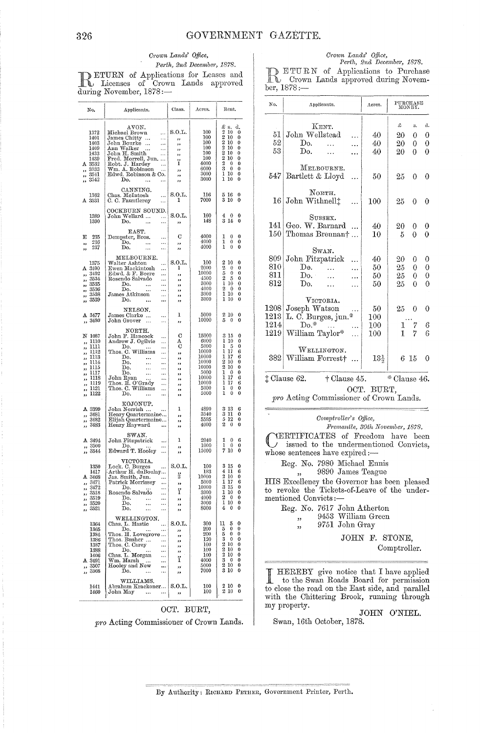*Crown Lands' Office,*
*Perth, 2nd December, 1878.*

RETURN of Applications for Leases and Licenses of Crown Lands approved during November, 1878:—

| No. | Applicants. | Class. | Acres. | Rent. |
|---|---|---|---|---|
| | AVON. | | | £ s. d. |
| 1372 | Michael Brown ... | S.O.L. | 100 | 2 10 0 |
| 1401 | James Chitty ... | " | 100 | 2 10 0 |
| 1403 | John Bourke ... ... | " | 100 | 2 10 0 |
| 1409 | Ann Walker ... ... | " | 100 | 2 10 0 |
| 1433 | John H. Smith ... | " | 100 | 2 10 0 |
| 1439 | Fred. Morrell, Jun. ... | " | 100 | 2 10 0 |
| A 3532 | Robt. J. Hardey ... | 1 | 4000 | 2 0 0 |
| " 3533 | Wm. A. Robinson ... | " | 6000 | 3 0 0 |
| " 3541 | Edwd. Robinson & Co. | " | 3000 | 1 10 0 |
| " 3542 | Do. ... ... | " | 3000 | 1 10 0 |
| | CANNING. | | | |
| 1362 | Chas. McIntosh ... | S.O.L. | 116 | 5 16 0 |
| A 3531 | C. C. Fauntleroy ... | 1 | 7000 | 3 10 0 |
| | COCKBURN SOUND. | | | |
| 1389 | John Wellard ... ... | S.O.L. | 160 | 4 0 0 |
| 1390 | Do. ... ... | " | 148 | 3 14 0 |
| | EAST. | | | |
| E 235 | Dempster, Bros. ... | C | 4000 | 1 0 0 |
| " 236 | Do. ... ... | " | 4000 | 1 0 0 |
| " 237 | Do. ... ... | " | 4000 | 1 0 0 |
| | MELBOURNE. | | | |
| 1375 | Walter Ashton ... | S.O.L. | 100 | 2 10 0 |
| A 3490 | Ewen Mackintosh ... | 1 | 2000 | 2 0 0 |
| " 3492 | Edwd. & F. Beere ... | " | 10000 | 5 0 0 |
| " 3534 | Rosendo Salvado ... | " | 4500 | 2 5 0 |
| " 3535 | Do. ... ... | " | 3000 | 1 10 0 |
| " 3536 | Do. ... ... | " | 4000 | 2 0 0 |
| " 3538 | James Atkinson ... | " | 3000 | 1 10 0 |
| " 3539 | Do. ... ... | " | 3000 | 1 10 0 |
| | NELSON. | | | |
| A 3477 | James Clarke ... ... | 1 | 5000 | 2 10 0 |
| " 3480 | John Grover ... ... | " | 10000 | 5 0 0 |
| | NORTH. | | | |
| N 1087 | John F. Hancock ... | C | 15000 | 3 15 0 |
| " 1110 | Andrew J. Ogilvie ... | A | 6000 | 1 10 0 |
| " 1111 | Do. ... ... | C | 5000 | 1 5 0 |
| " 1112 | Thos. C. Williams ... | " | 10000 | 1 17 6 |
| " 1113 | Do. ... ... | " | 10000 | 1 17 6 |
| " 1114 | Do. ... ... | " | 10000 | 2 10 0 |
| " 1115 | Do. ... ... | " | 10000 | 2 10 0 |
| " 1117 | Do. ... ... | " | 5000 | 1 0 0 |
| " 1118 | John Ryan ... ... | " | 10000 | 1 17 6 |
| " 1119 | Thos. R. O'Grady ... | " | 10000 | 1 17 6 |
| " 1121 | Thos. C. Williams ... | " | 5000 | 1 0 0 |
| " 1122 | Do. ... ... | " | 5000 | 1 0 0 |
| | KOJONUP. | | | |
| A 3399 | John Norrish ... ... | 1 | 4890 | 3 13 6 |
| " 3481 | Henry Quartermaine... | " | 3540 | 3 11 0 |
| " 3482 | Elijah Quartermaine... | " | 5595 | 5 12 0 |
| " 3483 | Henry Hayward ... | " | 4000 | 2 0 0 |
| | SWAN. | | | |
| A 3494 | John Fitzpatrick ... | 1 | 2040 | 1 0 6 |
| " 3500 | Do. ... ... | " | 1000 | 1 0 0 |
| " 3544 | Edward T. Hooley ... | " | 15000 | 7 10 0 |
| | VICTORIA. | | | |
| 1350 | Lock. C. Burges ... | S.O.L. | 100 | 3 15 0 |
| 1417 | Arthur H. duBoulay... | " | 183 | 4 11 6 |
| A 3468 | Jas. Smith, Jun. ... | 2 | 10000 | 2 10 0 |
| " 3471 | Patrick Morrissey ... | " | 5000 | 1 17 6 |
| " 3472 | Do. ... ... | " | 10000 | 3 15 0 |
| " 3518 | Rosendo Salvado ... | 1 | 3000 | 1 10 0 |
| " 3519 | Do. ... ... | " | 4000 | 2 0 0 |
| " 3520 | Do. ... ... | " | 3000 | 1 10 0 |
| " 3521 | Do. ... ... | " | 8000 | 4 0 0 |
| | WELLINGTON. | | | |
| 1364 | Chas. L. Hastie ... | S.O.L. | 300 | 11 5 0 |
| 1365 | Do. ... ... | " | 200 | 5 0 0 |
| 1384 | Thos. H. Lovegrove ... | " | 200 | 5 0 0 |
| 1386 | Thos. Busher ... ... | " | 120 | 3 0 0 |
| 1387 | Thos. C. Carey ... | " | 100 | 2 10 0 |
| 1388 | Do. ... ... | " | 100 | 2 10 0 |
| 1406 | Chas. L. Morgan ... | " | 100 | 2 10 0 |
| A 3491 | Wm. Marsh ... ... | 1 | 4000 | 3 0 0 |
| " 3507 | Hooley and New ... | " | 5000 | 2 10 0 |
| " 3508 | Do. ... ... | " | 7000 | 3 10 0 |
| | WILLIAMS. | | | |
| 1441 | Abraham Krackoner... | S.O.L. | 100 | 2 10 0 |
| 1460 | John May ... ... | " | 100 | 2 10 0 |

OCT. BURT,

*pro* Acting Commissioner of Crown Lands.

---

*Crown Lands' Office,*
*Perth, 2nd December, 1878.*

RETURN of Applications to Purchase Crown Lands approved during November, 1878:—

| No. | Applicants. | Acres. | Purchase Money. |
|---|---|---|---|
| | KENT. | | £ s. d. |
| 51 | John Wellstead ... | 40 | 20 0 0 |
| 52 | Do. ... ... | 40 | 20 0 0 |
| 53 | Do. ... ... | 40 | 20 0 0 |
| | MELBOURNE. | | |
| 547 | Bartlett & Lloyd ... | 50 | 25 0 0 |
| | NORTH. | | |
| 16 | John Withnell‡ ... | 100 | 25 0 0 |
| | SUSSEX. | | |
| 141 | Geo. W. Barnard ... | 40 | 20 0 0 |
| 150 | Thomas Brennan† ... | 10 | 5 0 0 |
| | SWAN. | | |
| 809 | John Fitzpatrick ... | 40 | 20 0 0 |
| 810 | Do. ... ... | 50 | 25 0 0 |
| 811 | Do. ... ... | 50 | 25 0 0 |
| 812 | Do. ... ... | 50 | 25 0 0 |
| | VICTORIA. | | |
| 1208 | Joseph Watson ... | 50 | 25 0 0 |
| 1213 | L. C. Burges, jun.* | 100 | ... |
| 1214 | Do.* ... ... | 100 | 1 7 6 |
| 1219 | William Taylor* ... | 100 | 1 7 6 |
| | WELLINGTON. | | |
| 382 | William Forrest† ... | 13½ | 6 15 0 |

‡ Clause 62. † Clause 45. * Clause 46.

OCT. BURT,

*pro* Acting Commissioner of Crown Lands.

---

*Comptroller's Office,*
*Fremantle, 30th November, 1878.*

CERTIFICATES of Freedom have been issued to the undermentioned Convicts, whose sentences have expired:—

Reg. No. 7980 Michael Ennis
" 9890 James Teague

HIS Excellency the Governor has been pleased to revoke the Tickets-of-Leave of the undermentioned Convicts:—

Reg. No. 7617 John Atherton
" 9453 William Green
" 9751 John Gray

JOHN F. STONE,
Comptroller.

---

I HEREBY give notice that I have applied to the Swan Roads Board for permission to close the road on the East side, and parallel with the Chittering Brook, running through my property.

JOHN O'NIEL.

Swan, 16th October, 1878.

---

By Authority: RICHARD PETHER, Government Printer, Perth.